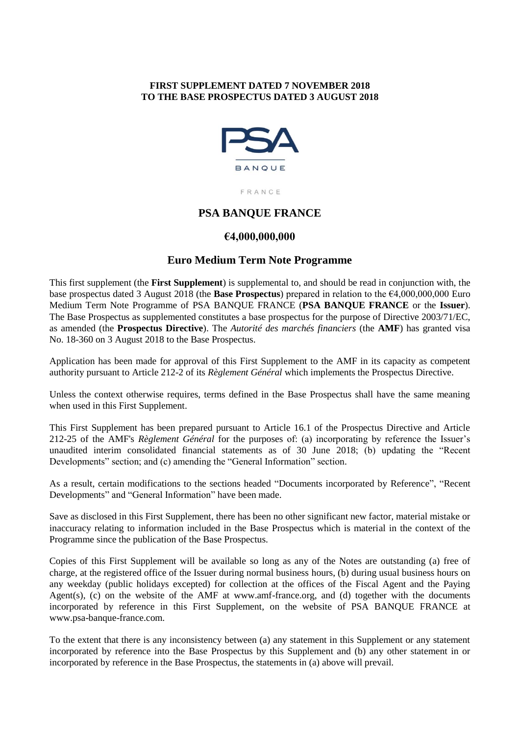**FIRST SUPPLEMENT DATED 7 NOVEMBER 2018**
**TO THE BASE PROSPECTUS DATED 3 AUGUST 2018**

# PSA BANQUE FRANCE

## €4,000,000,000

## Euro Medium Term Note Programme

This first supplement (the **First Supplement**) is supplemental to, and should be read in conjunction with, the base prospectus dated 3 August 2018 (the **Base Prospectus**) prepared in relation to the €4,000,000,000 Euro Medium Term Note Programme of PSA BANQUE FRANCE (**PSA BANQUE FRANCE** or the **Issuer**). The Base Prospectus as supplemented constitutes a base prospectus for the purpose of Directive 2003/71/EC, as amended (the **Prospectus Directive**). The *Autorité des marchés financiers* (the **AMF**) has granted visa No. 18-360 on 3 August 2018 to the Base Prospectus.

Application has been made for approval of this First Supplement to the AMF in its capacity as competent authority pursuant to Article 212-2 of its *Règlement Général* which implements the Prospectus Directive.

Unless the context otherwise requires, terms defined in the Base Prospectus shall have the same meaning when used in this First Supplement.

This First Supplement has been prepared pursuant to Article 16.1 of the Prospectus Directive and Article 212-25 of the AMF's *Règlement Général* for the purposes of: (a) incorporating by reference the Issuer's unaudited interim consolidated financial statements as of 30 June 2018; (b) updating the "Recent Developments" section; and (c) amending the "General Information" section.

As a result, certain modifications to the sections headed "Documents incorporated by Reference", "Recent Developments" and "General Information" have been made.

Save as disclosed in this First Supplement, there has been no other significant new factor, material mistake or inaccuracy relating to information included in the Base Prospectus which is material in the context of the Programme since the publication of the Base Prospectus.

Copies of this First Supplement will be available so long as any of the Notes are outstanding (a) free of charge, at the registered office of the Issuer during normal business hours, (b) during usual business hours on any weekday (public holidays excepted) for collection at the offices of the Fiscal Agent and the Paying Agent(s), (c) on the website of the AMF at www.amf-france.org, and (d) together with the documents incorporated by reference in this First Supplement, on the website of PSA BANQUE FRANCE at www.psa-banque-france.com.

To the extent that there is any inconsistency between (a) any statement in this Supplement or any statement incorporated by reference into the Base Prospectus by this Supplement and (b) any other statement in or incorporated by reference in the Base Prospectus, the statements in (a) above will prevail.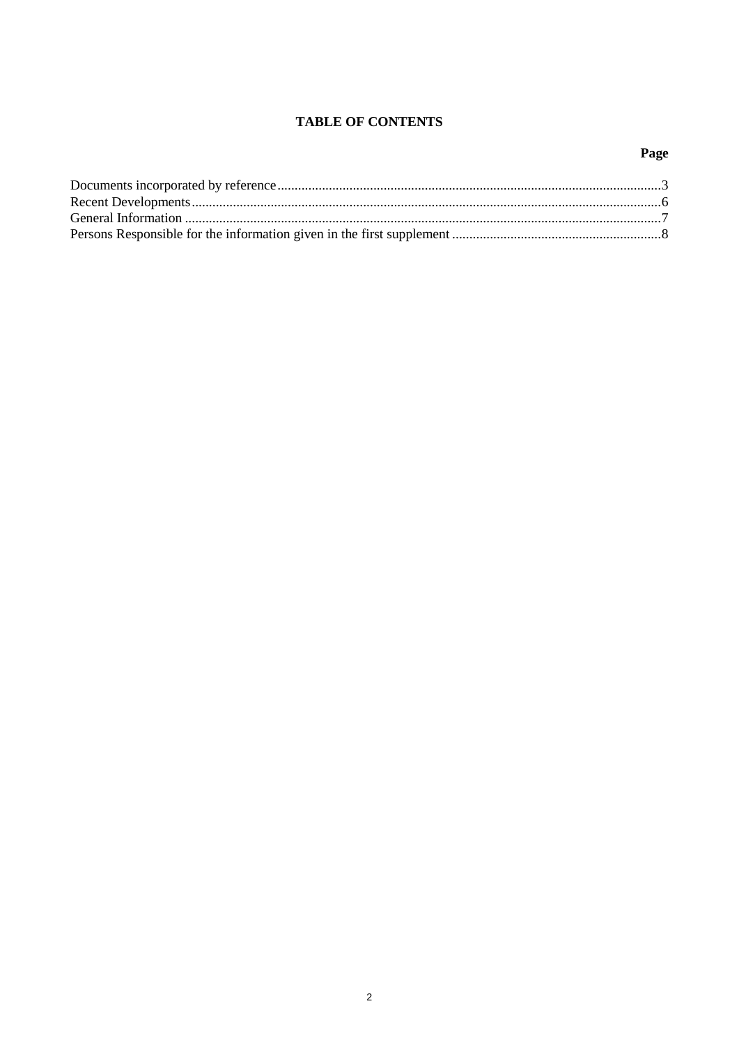## TABLE OF CONTENTS

| | Page |
|---|---|
| Documents incorporated by reference | 3 |
| Recent Developments | 6 |
| General Information | 7 |
| Persons Responsible for the information given in the first supplement | 8 |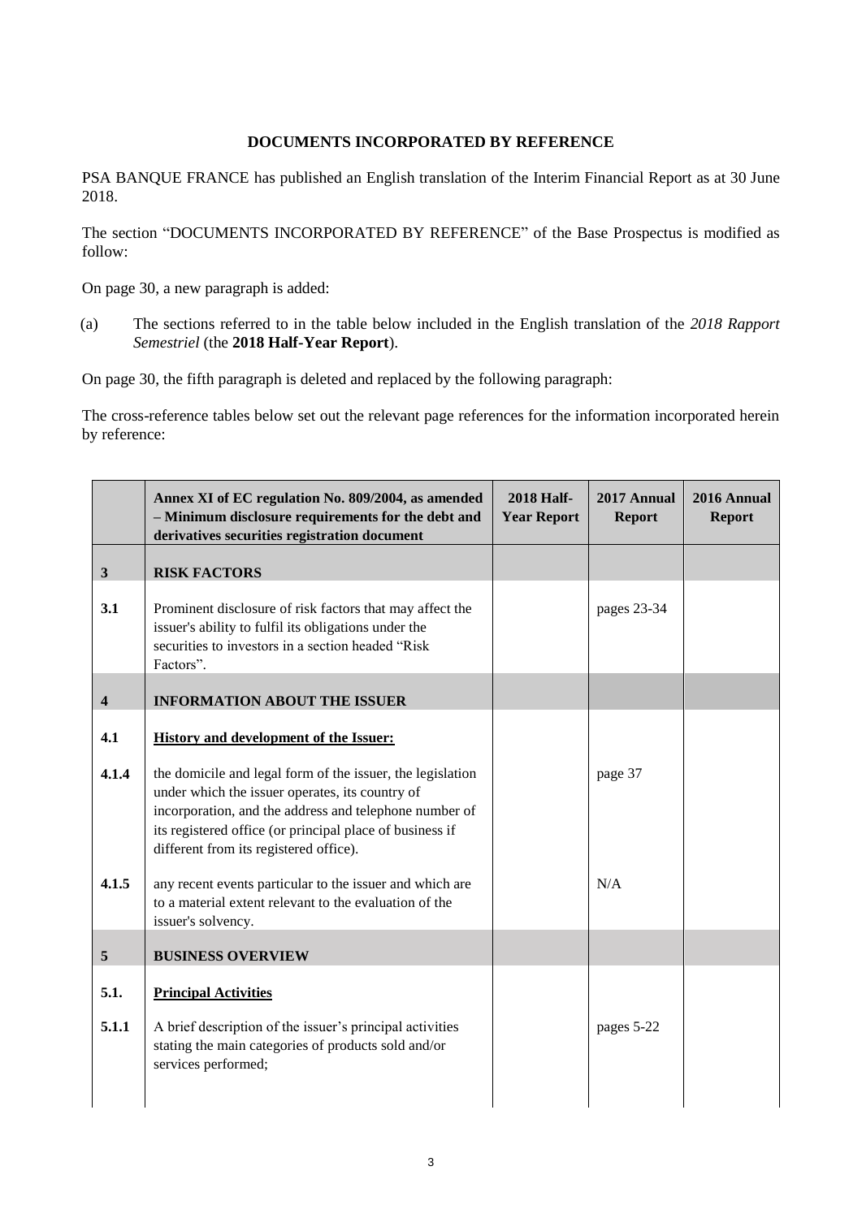**DOCUMENTS INCORPORATED BY REFERENCE**

PSA BANQUE FRANCE has published an English translation of the Interim Financial Report as at 30 June 2018.

The section "DOCUMENTS INCORPORATED BY REFERENCE" of the Base Prospectus is modified as follow:

On page 30, a new paragraph is added:

(a) The sections referred to in the table below included in the English translation of the *2018 Rapport Semestriel* (the **2018 Half-Year Report**).

On page 30, the fifth paragraph is deleted and replaced by the following paragraph:

The cross-reference tables below set out the relevant page references for the information incorporated herein by reference:

| | **Annex XI of EC regulation No. 809/2004, as amended – Minimum disclosure requirements for the debt and derivatives securities registration document** | **2018 Half-Year Report** | **2017 Annual Report** | **2016 Annual Report** |
|---|---|---|---|---|
| **3** | **RISK FACTORS** | | | |
| **3.1** | Prominent disclosure of risk factors that may affect the issuer's ability to fulfil its obligations under the securities to investors in a section headed "Risk Factors". | | pages 23-34 | |
| **4** | **INFORMATION ABOUT THE ISSUER** | | | |
| **4.1** | **History and development of the Issuer:** | | | |
| **4.1.4** | the domicile and legal form of the issuer, the legislation under which the issuer operates, its country of incorporation, and the address and telephone number of its registered office (or principal place of business if different from its registered office). | | page 37 | |
| **4.1.5** | any recent events particular to the issuer and which are to a material extent relevant to the evaluation of the issuer's solvency. | | N/A | |
| **5** | **BUSINESS OVERVIEW** | | | |
| **5.1.** | **Principal Activities** | | | |
| **5.1.1** | A brief description of the issuer's principal activities stating the main categories of products sold and/or services performed; | | pages 5-22 | |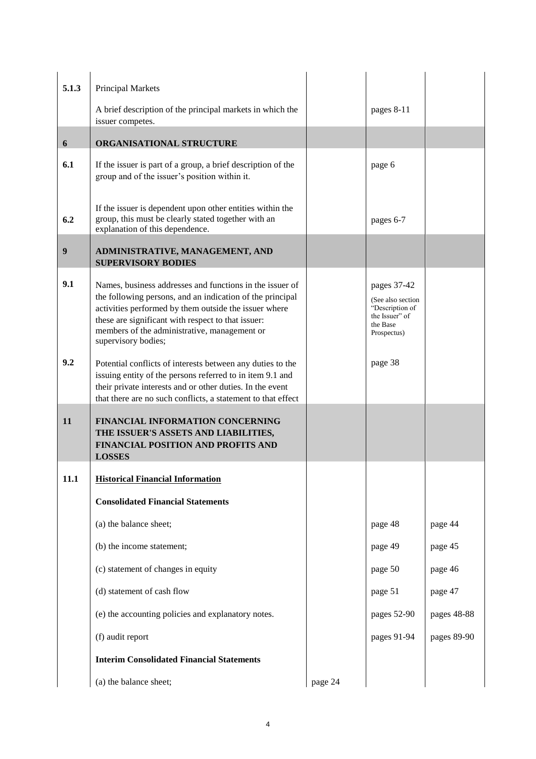| | | | | |
|---|---|---|---|---|
| **5.1.3** | Principal Markets | | | |
| | A brief description of the principal markets in which the issuer competes. | | pages 8-11 | |
| **6** | **ORGANISATIONAL STRUCTURE** | | | |
| **6.1** | If the issuer is part of a group, a brief description of the group and of the issuer's position within it. | | page 6 | |
| **6.2** | If the issuer is dependent upon other entities within the group, this must be clearly stated together with an explanation of this dependence. | | pages 6-7 | |
| **9** | **ADMINISTRATIVE, MANAGEMENT, AND SUPERVISORY BODIES** | | | |
| **9.1** | Names, business addresses and functions in the issuer of the following persons, and an indication of the principal activities performed by them outside the issuer where these are significant with respect to that issuer: members of the administrative, management or supervisory bodies; | | pages 37-42 (See also section "Description of the Issuer" of the Base Prospectus) | |
| **9.2** | Potential conflicts of interests between any duties to the issuing entity of the persons referred to in item 9.1 and their private interests and or other duties. In the event that there are no such conflicts, a statement to that effect | | page 38 | |
| **11** | **FINANCIAL INFORMATION CONCERNING THE ISSUER'S ASSETS AND LIABILITIES, FINANCIAL POSITION AND PROFITS AND LOSSES** | | | |
| **11.1** | **Historical Financial Information** | | | |
| | **Consolidated Financial Statements** | | | |
| | (a) the balance sheet; | | page 48 | page 44 |
| | (b) the income statement; | | page 49 | page 45 |
| | (c) statement of changes in equity | | page 50 | page 46 |
| | (d) statement of cash flow | | page 51 | page 47 |
| | (e) the accounting policies and explanatory notes. | | pages 52-90 | pages 48-88 |
| | (f) audit report | | pages 91-94 | pages 89-90 |
| | **Interim Consolidated Financial Statements** | | | |
| | (a) the balance sheet; | page 24 | | |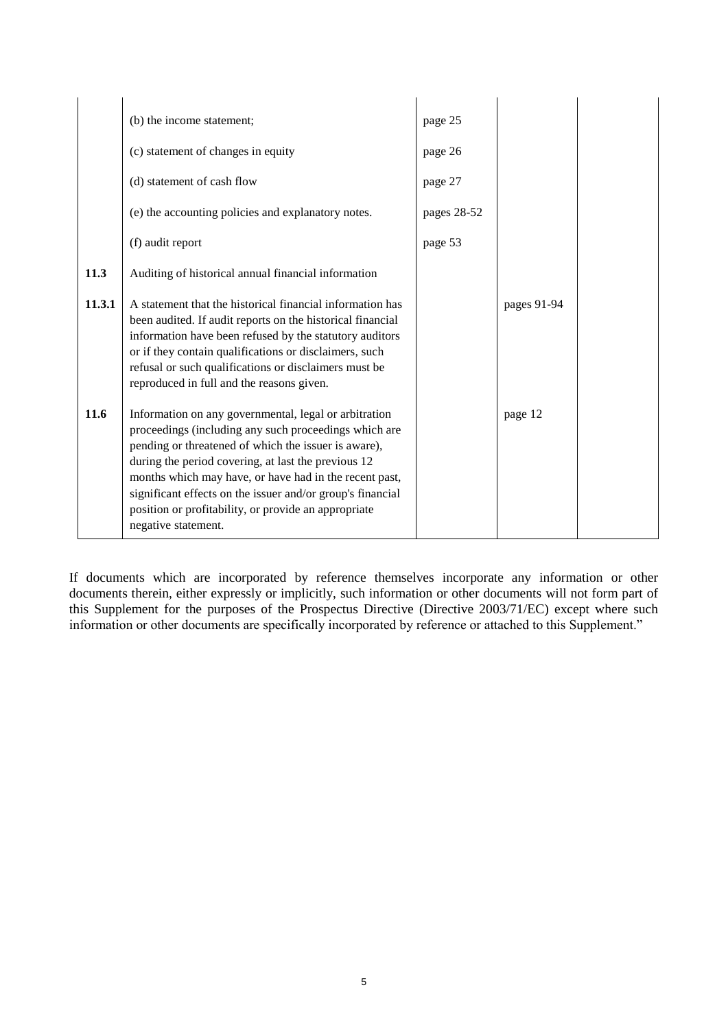| | | | | |
|---|---|---|---|---|
| | (b) the income statement; | page 25 | | |
| | (c) statement of changes in equity | page 26 | | |
| | (d) statement of cash flow | page 27 | | |
| | (e) the accounting policies and explanatory notes. | pages 28-52 | | |
| | (f) audit report | page 53 | | |
| **11.3** | Auditing of historical annual financial information | | | |
| **11.3.1** | A statement that the historical financial information has been audited. If audit reports on the historical financial information have been refused by the statutory auditors or if they contain qualifications or disclaimers, such refusal or such qualifications or disclaimers must be reproduced in full and the reasons given. | | pages 91-94 | |
| **11.6** | Information on any governmental, legal or arbitration proceedings (including any such proceedings which are pending or threatened of which the issuer is aware), during the period covering, at last the previous 12 months which may have, or have had in the recent past, significant effects on the issuer and/or group's financial position or profitability, or provide an appropriate negative statement. | | page 12 | |

If documents which are incorporated by reference themselves incorporate any information or other documents therein, either expressly or implicitly, such information or other documents will not form part of this Supplement for the purposes of the Prospectus Directive (Directive 2003/71/EC) except where such information or other documents are specifically incorporated by reference or attached to this Supplement."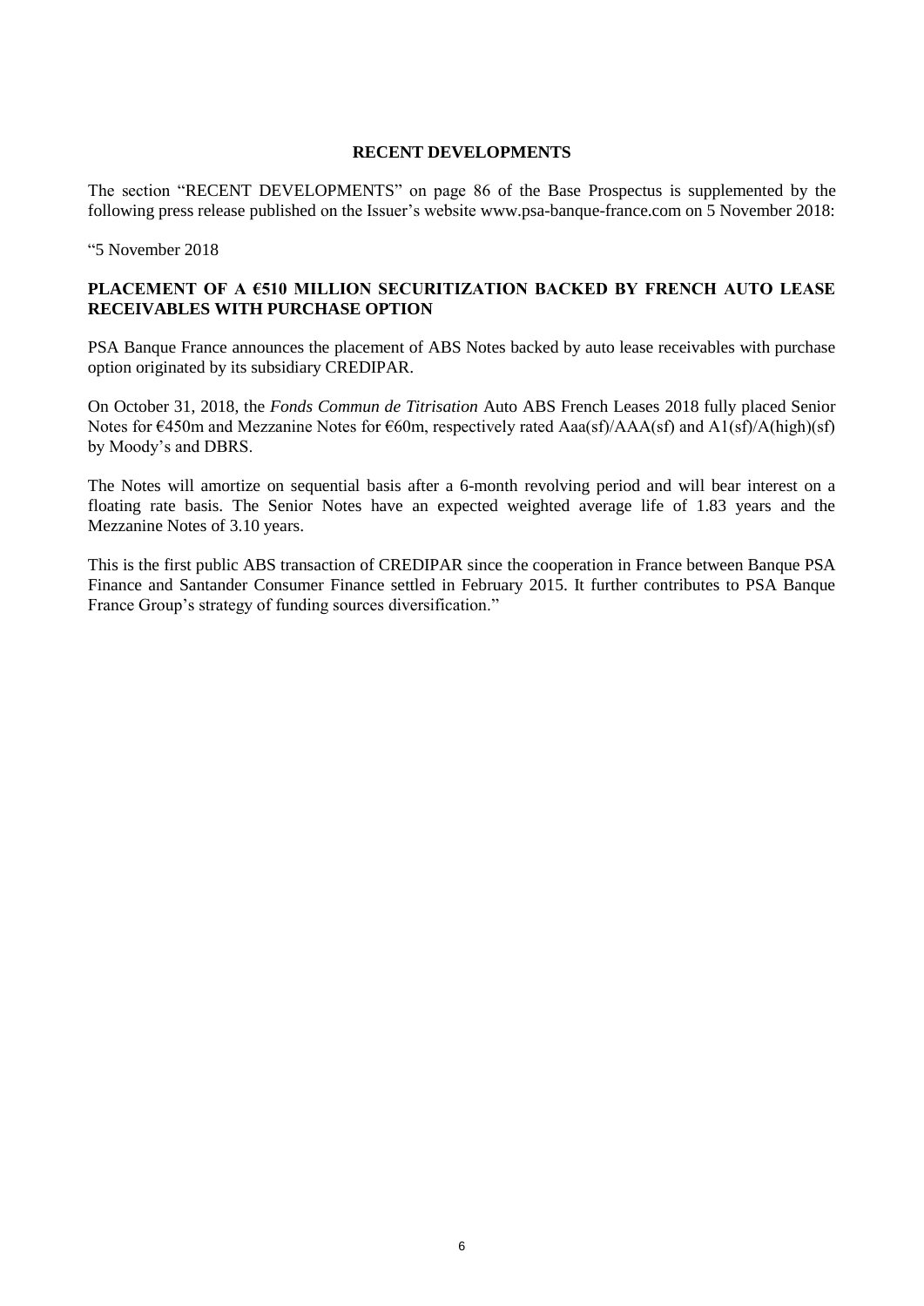## RECENT DEVELOPMENTS

The section "RECENT DEVELOPMENTS" on page 86 of the Base Prospectus is supplemented by the following press release published on the Issuer's website www.psa-banque-france.com on 5 November 2018:

"5 November 2018

**PLACEMENT OF A €510 MILLION SECURITIZATION BACKED BY FRENCH AUTO LEASE RECEIVABLES WITH PURCHASE OPTION**

PSA Banque France announces the placement of ABS Notes backed by auto lease receivables with purchase option originated by its subsidiary CREDIPAR.

On October 31, 2018, the *Fonds Commun de Titrisation* Auto ABS French Leases 2018 fully placed Senior Notes for €450m and Mezzanine Notes for €60m, respectively rated Aaa(sf)/AAA(sf) and A1(sf)/A(high)(sf) by Moody's and DBRS.

The Notes will amortize on sequential basis after a 6-month revolving period and will bear interest on a floating rate basis. The Senior Notes have an expected weighted average life of 1.83 years and the Mezzanine Notes of 3.10 years.

This is the first public ABS transaction of CREDIPAR since the cooperation in France between Banque PSA Finance and Santander Consumer Finance settled in February 2015. It further contributes to PSA Banque France Group's strategy of funding sources diversification."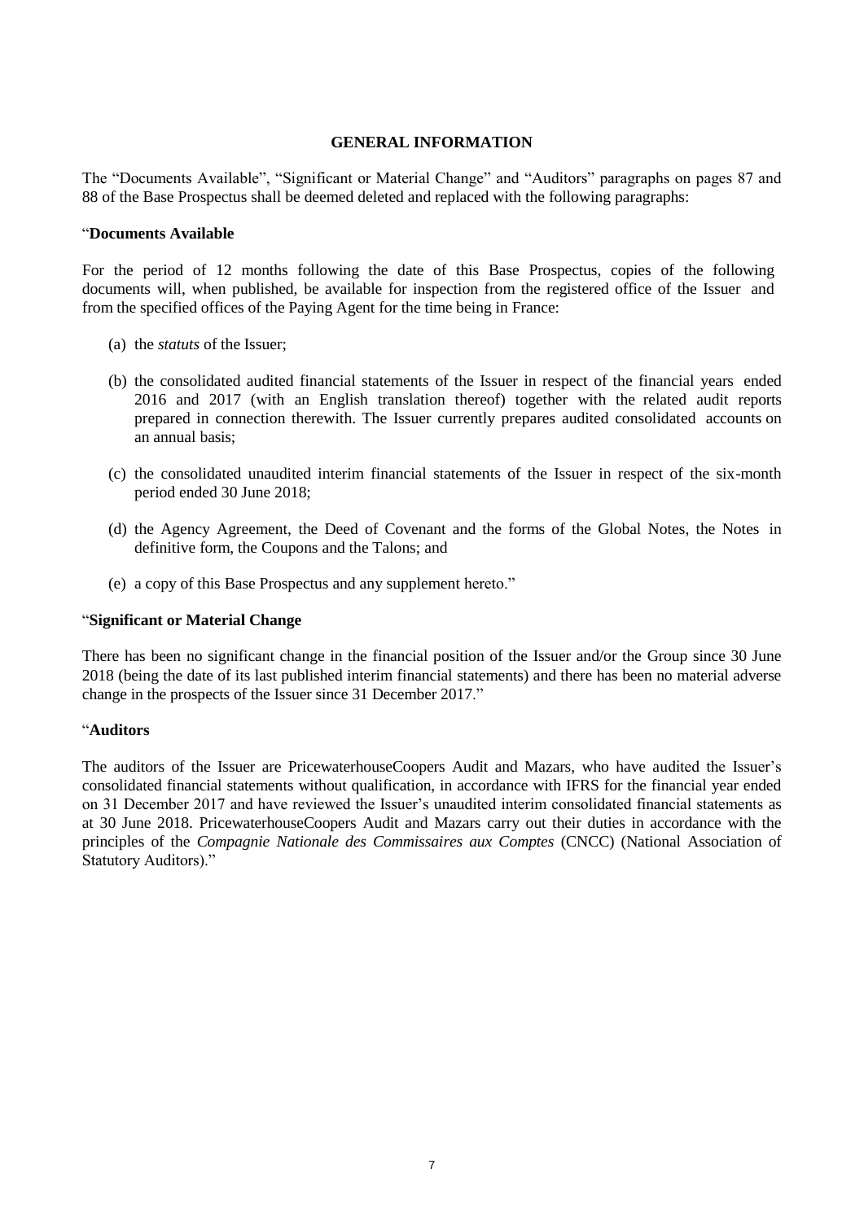## GENERAL INFORMATION

The "Documents Available", "Significant or Material Change" and "Auditors" paragraphs on pages 87 and 88 of the Base Prospectus shall be deemed deleted and replaced with the following paragraphs:

"**Documents Available**

For the period of 12 months following the date of this Base Prospectus, copies of the following documents will, when published, be available for inspection from the registered office of the Issuer and from the specified offices of the Paying Agent for the time being in France:

(a) the *statuts* of the Issuer;

(b) the consolidated audited financial statements of the Issuer in respect of the financial years ended 2016 and 2017 (with an English translation thereof) together with the related audit reports prepared in connection therewith. The Issuer currently prepares audited consolidated accounts on an annual basis;

(c) the consolidated unaudited interim financial statements of the Issuer in respect of the six-month period ended 30 June 2018;

(d) the Agency Agreement, the Deed of Covenant and the forms of the Global Notes, the Notes in definitive form, the Coupons and the Talons; and

(e) a copy of this Base Prospectus and any supplement hereto."

"**Significant or Material Change**

There has been no significant change in the financial position of the Issuer and/or the Group since 30 June 2018 (being the date of its last published interim financial statements) and there has been no material adverse change in the prospects of the Issuer since 31 December 2017."

"**Auditors**

The auditors of the Issuer are PricewaterhouseCoopers Audit and Mazars, who have audited the Issuer's consolidated financial statements without qualification, in accordance with IFRS for the financial year ended on 31 December 2017 and have reviewed the Issuer's unaudited interim consolidated financial statements as at 30 June 2018. PricewaterhouseCoopers Audit and Mazars carry out their duties in accordance with the principles of the *Compagnie Nationale des Commissaires aux Comptes* (CNCC) (National Association of Statutory Auditors)."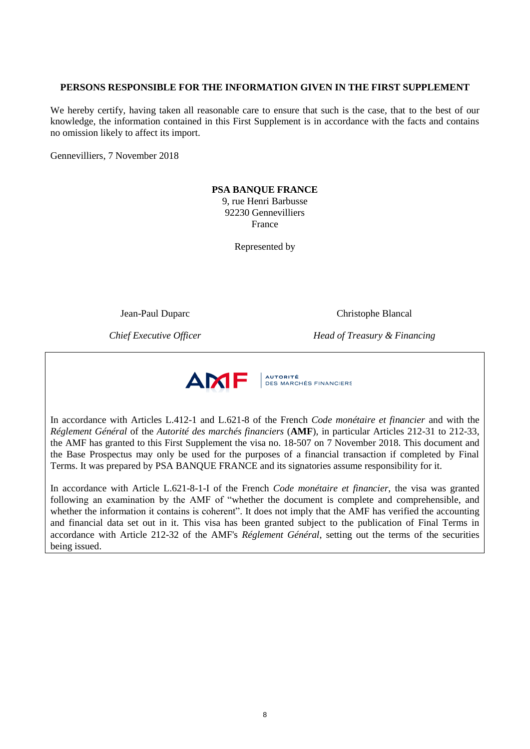**PERSONS RESPONSIBLE FOR THE INFORMATION GIVEN IN THE FIRST SUPPLEMENT**

We hereby certify, having taken all reasonable care to ensure that such is the case, that to the best of our knowledge, the information contained in this First Supplement is in accordance with the facts and contains no omission likely to affect its import.

Gennevilliers, 7 November 2018

**PSA BANQUE FRANCE**
9, rue Henri Barbusse
92230 Gennevilliers
France

Represented by

Jean-Paul Duparc

*Chief Executive Officer*

Christophe Blancal

*Head of Treasury & Financing*

AMF AUTORITÉ DES MARCHÉS FINANCIERS

In accordance with Articles L.412-1 and L.621-8 of the French *Code monétaire et financier* and with the *Réglement Général* of the *Autorité des marchés financiers* (**AMF**), in particular Articles 212-31 to 212-33, the AMF has granted to this First Supplement the visa no. 18-507 on 7 November 2018. This document and the Base Prospectus may only be used for the purposes of a financial transaction if completed by Final Terms. It was prepared by PSA BANQUE FRANCE and its signatories assume responsibility for it.

In accordance with Article L.621-8-1-I of the French *Code monétaire et financier*, the visa was granted following an examination by the AMF of "whether the document is complete and comprehensible, and whether the information it contains is coherent". It does not imply that the AMF has verified the accounting and financial data set out in it. This visa has been granted subject to the publication of Final Terms in accordance with Article 212-32 of the AMF's *Réglement Général*, setting out the terms of the securities being issued.